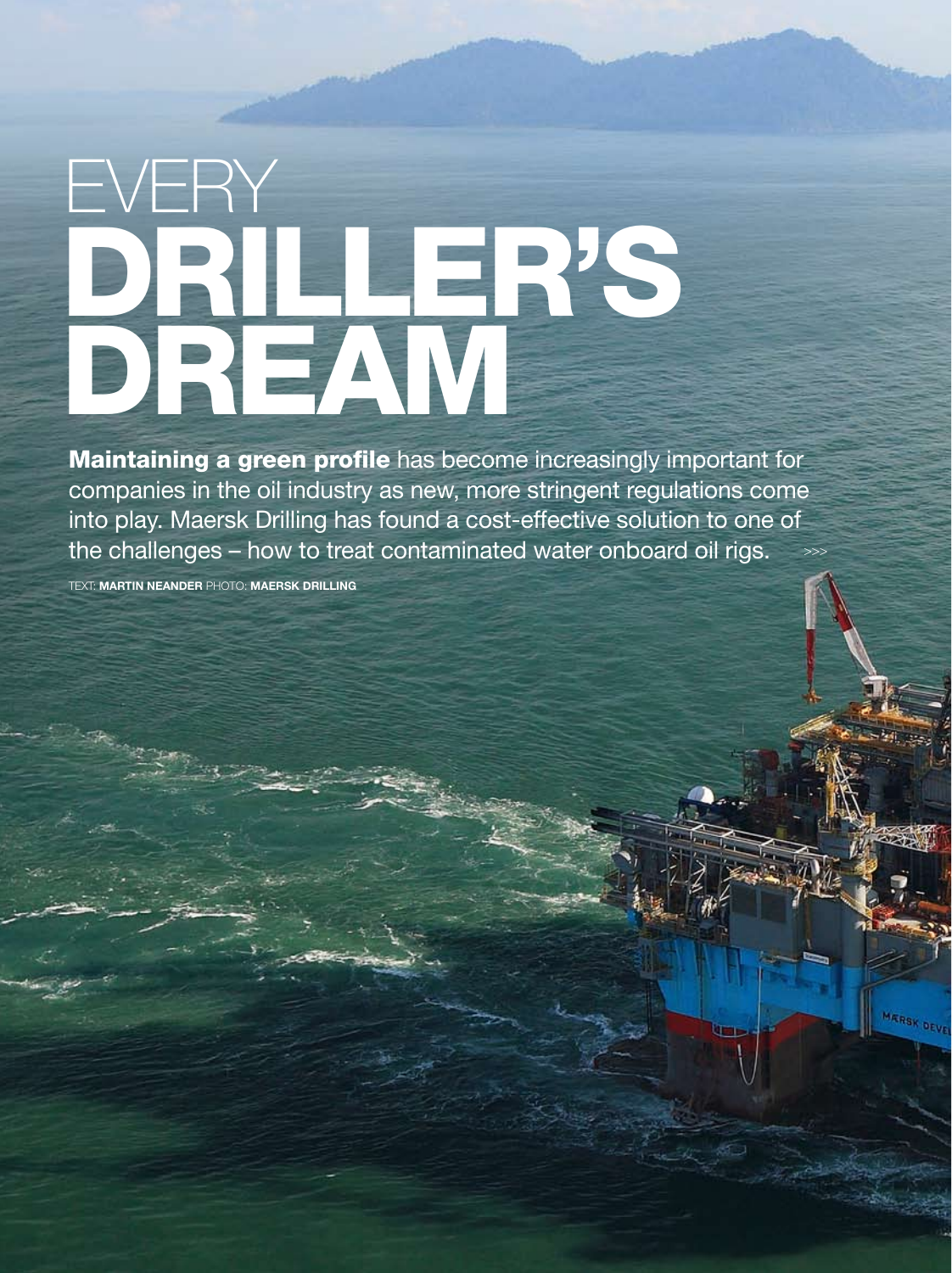# EVERY DRILLER'S DREAM

**Maintaining a green profile** has become increasingly important for companies in the oil industry as new, more stringent regulations come into play. Maersk Drilling has found a cost-effective solution to one of the challenges – how to treat contaminated water onboard oil rigs. >>>

TEXT: **MARTIN NEANDER** PHOTO: **MAERSK DRILLING**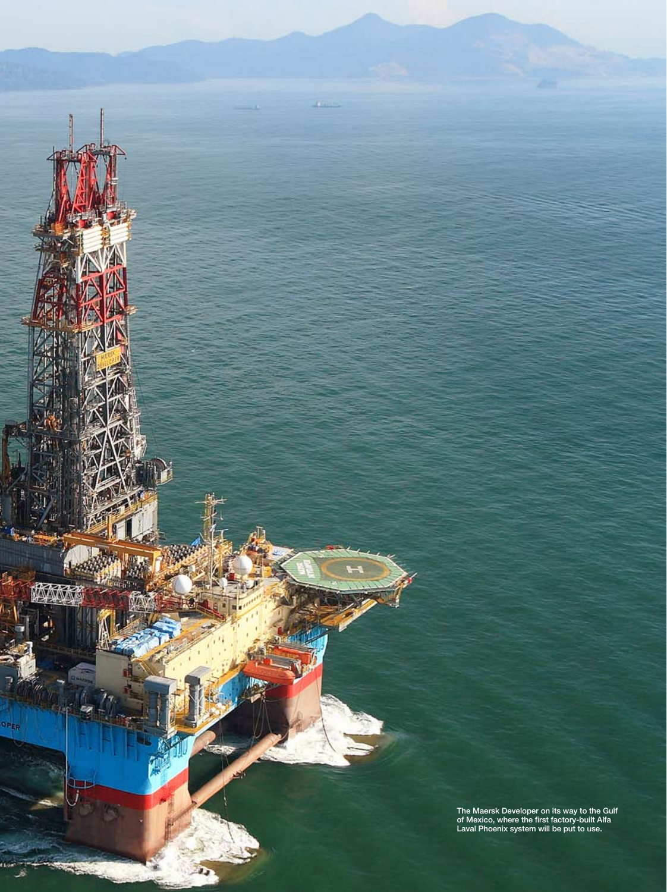The Maersk Developer on its way to the Gulf of Mexico, where the first factory-built Alfa Laval Phoenix system will be put to use.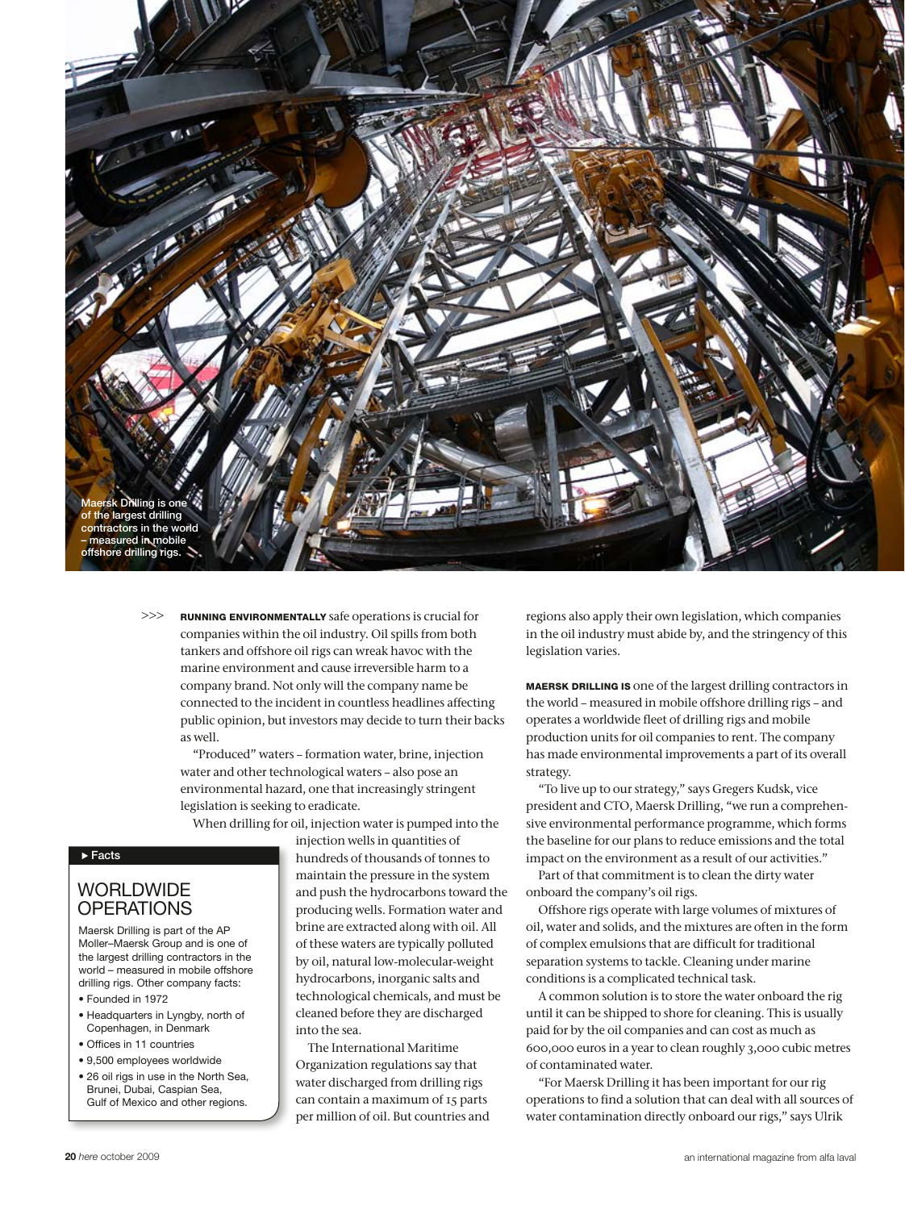Maersk Drilling is one of the largest drilling contractors in the world – measured in mobile offshore drilling rigs.

>>> **RUNNING ENVIRONMENTALLY** safe operations is crucial for companies within the oil industry. Oil spills from both tankers and offshore oil rigs can wreak havoc with the marine environment and cause irreversible harm to a company brand. Not only will the company name be connected to the incident in countless headlines affecting public opinion, but investors may decide to turn their backs as well.

"Produced" waters – formation water, brine, injection water and other technological waters – also pose an environmental hazard, one that increasingly stringent legislation is seeking to eradicate.

When drilling for oil, injection water is pumped into the injection wells in quantities of hundreds of thousands of tonnes to maintain the pressure in the system and push the hydrocarbons toward the producing wells. Formation water and brine are extracted along with oil. All of these waters are typically polluted by oil, natural low-molecular-weight hydrocarbons, inorganic salts and technological chemicals, and must be cleaned before they are discharged into the sea.

The International Maritime Organization regulations say that water discharged from drilling rigs can contain a maximum of 15 parts per million of oil. But countries and regions also apply their own legislation, which companies in the oil industry must abide by, and the stringency of this legislation varies.

**MAERSK DRILLING IS** one of the largest drilling contractors in the world – measured in mobile offshore drilling rigs – and operates a worldwide fleet of drilling rigs and mobile production units for oil companies to rent. The company has made environmental improvements a part of its overall strategy.

"To live up to our strategy," says Gregers Kudsk, vice president and CTO, Maersk Drilling, "we run a comprehensive environmental performance programme, which forms the baseline for our plans to reduce emissions and the total impact on the environment as a result of our activities."

Part of that commitment is to clean the dirty water onboard the company's oil rigs.

Offshore rigs operate with large volumes of mixtures of oil, water and solids, and the mixtures are often in the form of complex emulsions that are difficult for traditional separation systems to tackle. Cleaning under marine conditions is a complicated technical task.

A common solution is to store the water onboard the rig until it can be shipped to shore for cleaning. This is usually paid for by the oil companies and can cost as much as 600,000 euros in a year to clean roughly 3,000 cubic metres of contaminated water.

"For Maersk Drilling it has been important for our rig operations to find a solution that can deal with all sources of water contamination directly onboard our rigs," says Ulrik

---

▸ Facts

## WORLDWIDE OPERATIONS

Maersk Drilling is part of the AP Moller–Maersk Group and is one of the largest drilling contractors in the world – measured in mobile offshore drilling rigs. Other company facts:

- Founded in 1972
- Headquarters in Lyngby, north of Copenhagen, in Denmark
- Offices in 11 countries
- 9,500 employees worldwide
- 26 oil rigs in use in the North Sea, Brunei, Dubai, Caspian Sea, Gulf of Mexico and other regions.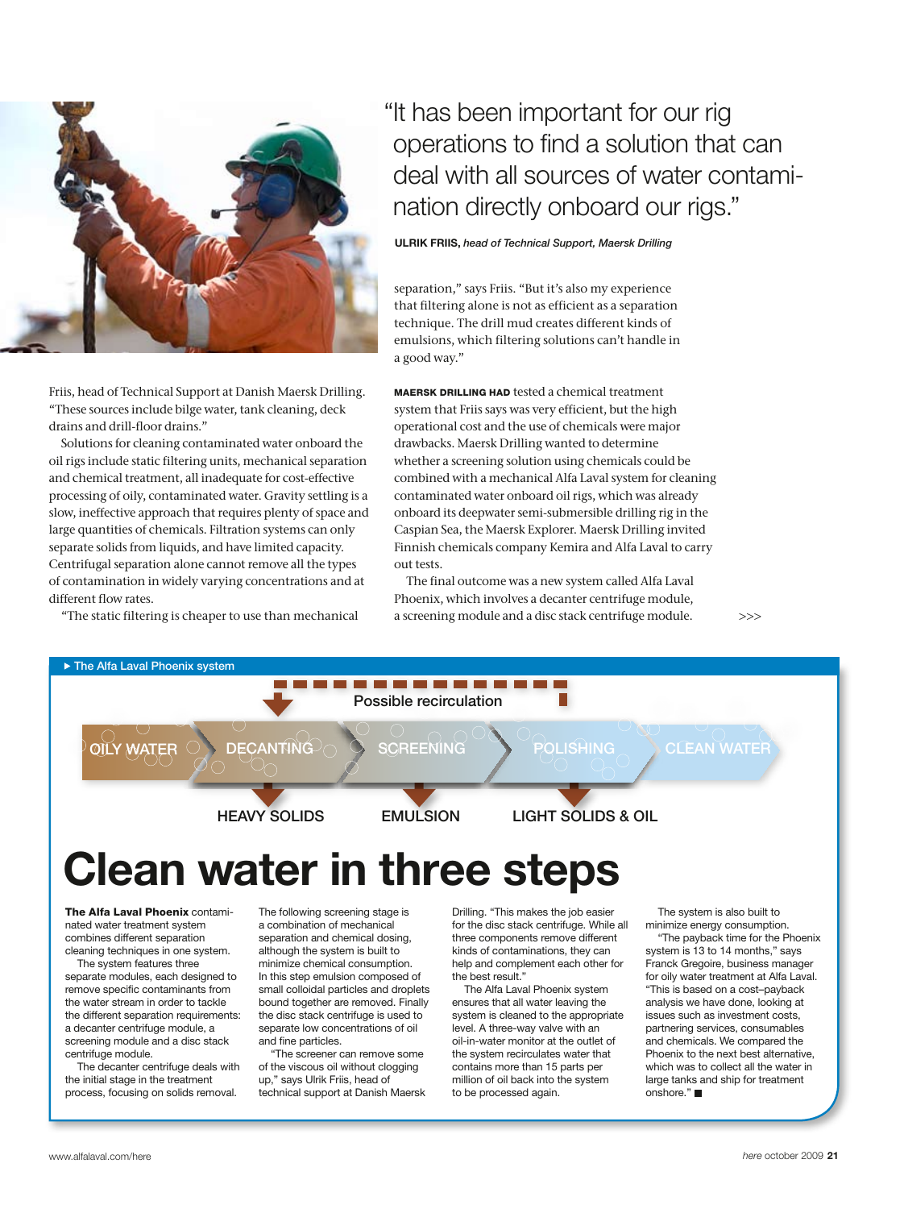Friis, head of Technical Support at Danish Maersk Drilling. "These sources include bilge water, tank cleaning, deck drains and drill-floor drains."

Solutions for cleaning contaminated water onboard the oil rigs include static filtering units, mechanical separation and chemical treatment, all inadequate for cost-effective processing of oily, contaminated water. Gravity settling is a slow, ineffective approach that requires plenty of space and large quantities of chemicals. Filtration systems can only separate solids from liquids, and have limited capacity. Centrifugal separation alone cannot remove all the types of contamination in widely varying concentrations and at different flow rates.

"The static filtering is cheaper to use than mechanical separation," says Friis. "But it's also my experience that filtering alone is not as efficient as a separation technique. The drill mud creates different kinds of emulsions, which filtering solutions can't handle in a good way."

> "It has been important for our rig operations to find a solution that can deal with all sources of water contamination directly onboard our rigs."
>
> **ULRIK FRIIS,** *head of Technical Support, Maersk Drilling*

**MAERSK DRILLING HAD** tested a chemical treatment system that Friis says was very efficient, but the high operational cost and the use of chemicals were major drawbacks. Maersk Drilling wanted to determine whether a screening solution using chemicals could be combined with a mechanical Alfa Laval system for cleaning contaminated water onboard oil rigs, which was already onboard its deepwater semi-submersible drilling rig in the Caspian Sea, the Maersk Explorer. Maersk Drilling invited Finnish chemicals company Kemira and Alfa Laval to carry out tests.

The final outcome was a new system called Alfa Laval Phoenix, which involves a decanter centrifuge module, a screening module and a disc stack centrifuge module. >>>

▶ The Alfa Laval Phoenix system

Possible recirculation

OILY WATER → DECANTING → SCREENING → POLISHING → CLEAN WATER

HEAVY SOLIDS | EMULSION | LIGHT SOLIDS & OIL

# Clean water in three steps

**The Alfa Laval Phoenix** contaminated water treatment system combines different separation cleaning techniques in one system.

The system features three separate modules, each designed to remove specific contaminants from the water stream in order to tackle the different separation requirements: a decanter centrifuge module, a screening module and a disc stack centrifuge module.

The decanter centrifuge deals with the initial stage in the treatment process, focusing on solids removal.

The following screening stage is a combination of mechanical separation and chemical dosing, although the system is built to minimize chemical consumption. In this step emulsion composed of small colloidal particles and droplets bound together are removed. Finally the disc stack centrifuge is used to separate low concentrations of oil and fine particles.

"The screener can remove some of the viscous oil without clogging up," says Ulrik Friis, head of technical support at Danish Maersk Drilling. "This makes the job easier for the disc stack centrifuge. While all three components remove different kinds of contaminations, they can help and complement each other for the best result."

The Alfa Laval Phoenix system ensures that all water leaving the system is cleaned to the appropriate level. A three-way valve with an oil-in-water monitor at the outlet of the system recirculates water that contains more than 15 parts per million of oil back into the system to be processed again.

The system is also built to minimize energy consumption.

"The payback time for the Phoenix system is 13 to 14 months," says Franck Gregoire, business manager for oily water treatment at Alfa Laval. "This is based on a cost–payback analysis we have done, looking at issues such as investment costs, partnering services, consumables and chemicals. We compared the Phoenix to the next best alternative, which was to collect all the water in large tanks and ship for treatment onshore." ■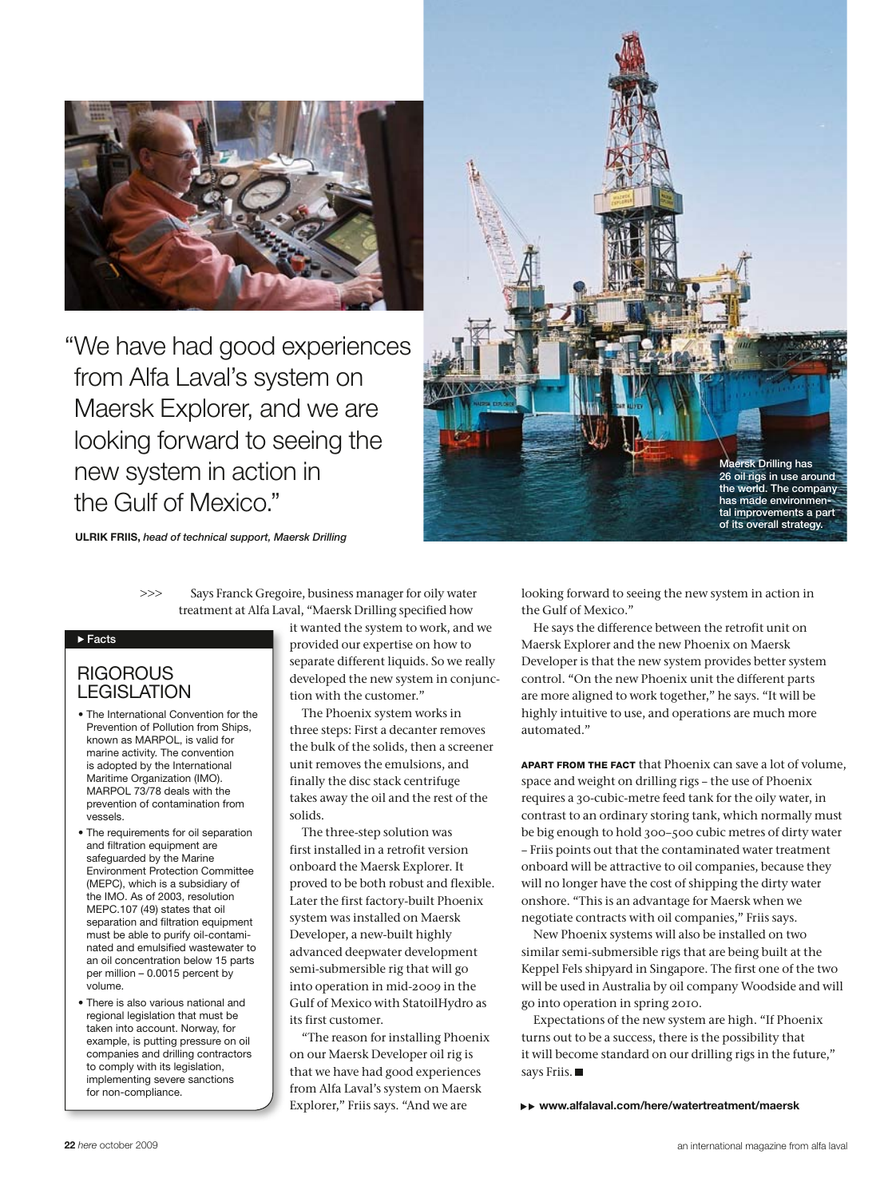"We have had good experiences from Alfa Laval's system on Maersk Explorer, and we are looking forward to seeing the new system in action in the Gulf of Mexico."

**ULRIK FRIIS,** *head of technical support, Maersk Drilling*

Maersk Drilling has 26 oil rigs in use around the world. The company has made environmental improvements a part of its overall strategy.

>>> Says Franck Gregoire, business manager for oily water treatment at Alfa Laval, "Maersk Drilling specified how it wanted the system to work, and we provided our expertise on how to separate different liquids. So we really developed the new system in conjunction with the customer."

The Phoenix system works in three steps: First a decanter removes the bulk of the solids, then a screener unit removes the emulsions, and finally the disc stack centrifuge takes away the oil and the rest of the solids.

The three-step solution was first installed in a retrofit version onboard the Maersk Explorer. It proved to be both robust and flexible. Later the first factory-built Phoenix system was installed on Maersk Developer, a new-built highly advanced deepwater development semi-submersible rig that will go into operation in mid-2009 in the Gulf of Mexico with StatoilHydro as its first customer.

"The reason for installing Phoenix on our Maersk Developer oil rig is that we have had good experiences from Alfa Laval's system on Maersk Explorer," Friis says. "And we are looking forward to seeing the new system in action in the Gulf of Mexico."

He says the difference between the retrofit unit on Maersk Explorer and the new Phoenix on Maersk Developer is that the new system provides better system control. "On the new Phoenix unit the different parts are more aligned to work together," he says. "It will be highly intuitive to use, and operations are much more automated."

**APART FROM THE FACT** that Phoenix can save a lot of volume, space and weight on drilling rigs – the use of Phoenix requires a 30-cubic-metre feed tank for the oily water, in contrast to an ordinary storing tank, which normally must be big enough to hold 300–500 cubic metres of dirty water – Friis points out that the contaminated water treatment onboard will be attractive to oil companies, because they will no longer have the cost of shipping the dirty water onshore. "This is an advantage for Maersk when we negotiate contracts with oil companies," Friis says.

New Phoenix systems will also be installed on two similar semi-submersible rigs that are being built at the Keppel Fels shipyard in Singapore. The first one of the two will be used in Australia by oil company Woodside and will go into operation in spring 2010.

Expectations of the new system are high. "If Phoenix turns out to be a success, there is the possibility that it will become standard on our drilling rigs in the future," says Friis. ■

▸▸ **www.alfalaval.com/here/watertreatment/maersk**

▸ Facts

## RIGOROUS LEGISLATION

- The International Convention for the Prevention of Pollution from Ships, known as MARPOL, is valid for marine activity. The convention is adopted by the International Maritime Organization (IMO). MARPOL 73/78 deals with the prevention of contamination from vessels.
- The requirements for oil separation and filtration equipment are safeguarded by the Marine Environment Protection Committee (MEPC), which is a subsidiary of the IMO. As of 2003, resolution MEPC.107 (49) states that oil separation and filtration equipment must be able to purify oil-contaminated and emulsified wastewater to an oil concentration below 15 parts per million – 0.0015 percent by volume.
- There is also various national and regional legislation that must be taken into account. Norway, for example, is putting pressure on oil companies and drilling contractors to comply with its legislation, implementing severe sanctions for non-compliance.